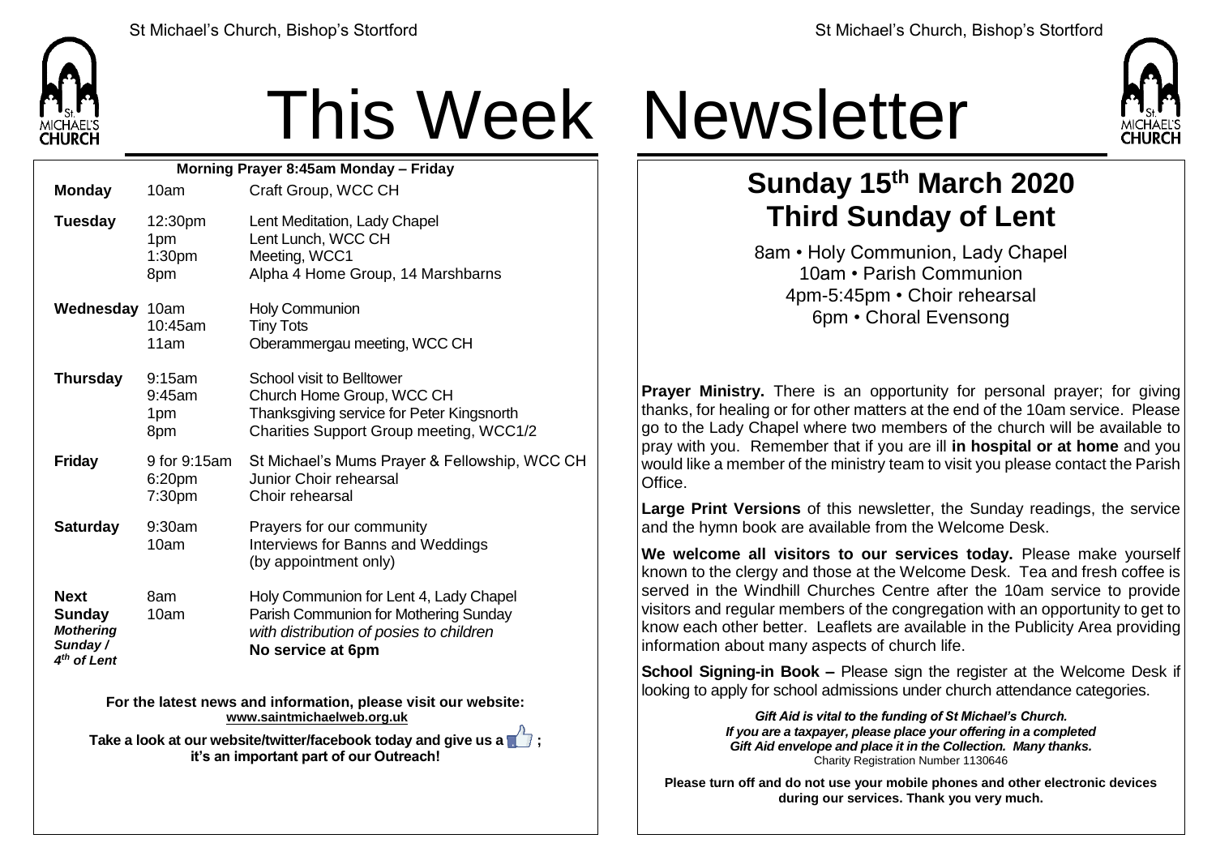# This Week Newsletter

**Morning Prayer 8:45am Monday – Friday**

| Day | Time | Event |
| --- | --- | --- |
| **Monday** | 10am | Craft Group, WCC CH |
| **Tuesday** | 12:30pm | Lent Meditation, Lady Chapel |
| | 1pm | Lent Lunch, WCC CH |
| | 1:30pm | Meeting, WCC1 |
| | 8pm | Alpha 4 Home Group, 14 Marshbarns |
| **Wednesday** | 10am | Holy Communion |
| | 10:45am | Tiny Tots |
| | 11am | Oberammergau meeting, WCC CH |
| **Thursday** | 9:15am | School visit to Belltower |
| | 9:45am | Church Home Group, WCC CH |
| | 1pm | Thanksgiving service for Peter Kingsnorth |
| | 8pm | Charities Support Group meeting, WCC1/2 |
| **Friday** | 9 for 9:15am | St Michael's Mums Prayer & Fellowship, WCC CH |
| | 6:20pm | Junior Choir rehearsal |
| | 7:30pm | Choir rehearsal |
| **Saturday** | 9:30am | Prayers for our community |
| | 10am | Interviews for Banns and Weddings (by appointment only) |
| **Next Sunday** *Mothering Sunday / 4th of Lent* | 8am | Holy Communion for Lent 4, Lady Chapel |
| | 10am | Parish Communion for Mothering Sunday *with distribution of posies to children* |
| | | **No service at 6pm** |

**For the latest news and information, please visit our website: www.saintmichaelweb.org.uk**

**Take a look at our website/twitter/facebook today and give us a 👍; it's an important part of our Outreach!**

## Sunday 15th March 2020
## Third Sunday of Lent

8am • Holy Communion, Lady Chapel
10am • Parish Communion
4pm-5:45pm • Choir rehearsal
6pm • Choral Evensong

**Prayer Ministry.** There is an opportunity for personal prayer; for giving thanks, for healing or for other matters at the end of the 10am service. Please go to the Lady Chapel where two members of the church will be available to pray with you. Remember that if you are ill **in hospital or at home** and you would like a member of the ministry team to visit you please contact the Parish Office.

**Large Print Versions** of this newsletter, the Sunday readings, the service and the hymn book are available from the Welcome Desk.

**We welcome all visitors to our services today.** Please make yourself known to the clergy and those at the Welcome Desk. Tea and fresh coffee is served in the Windhill Churches Centre after the 10am service to provide visitors and regular members of the congregation with an opportunity to get to know each other better. Leaflets are available in the Publicity Area providing information about many aspects of church life.

**School Signing-in Book –** Please sign the register at the Welcome Desk if looking to apply for school admissions under church attendance categories.

***Gift Aid is vital to the funding of St Michael's Church. If you are a taxpayer, please place your offering in a completed Gift Aid envelope and place it in the Collection. Many thanks.***
Charity Registration Number 1130646

**Please turn off and do not use your mobile phones and other electronic devices during our services. Thank you very much.**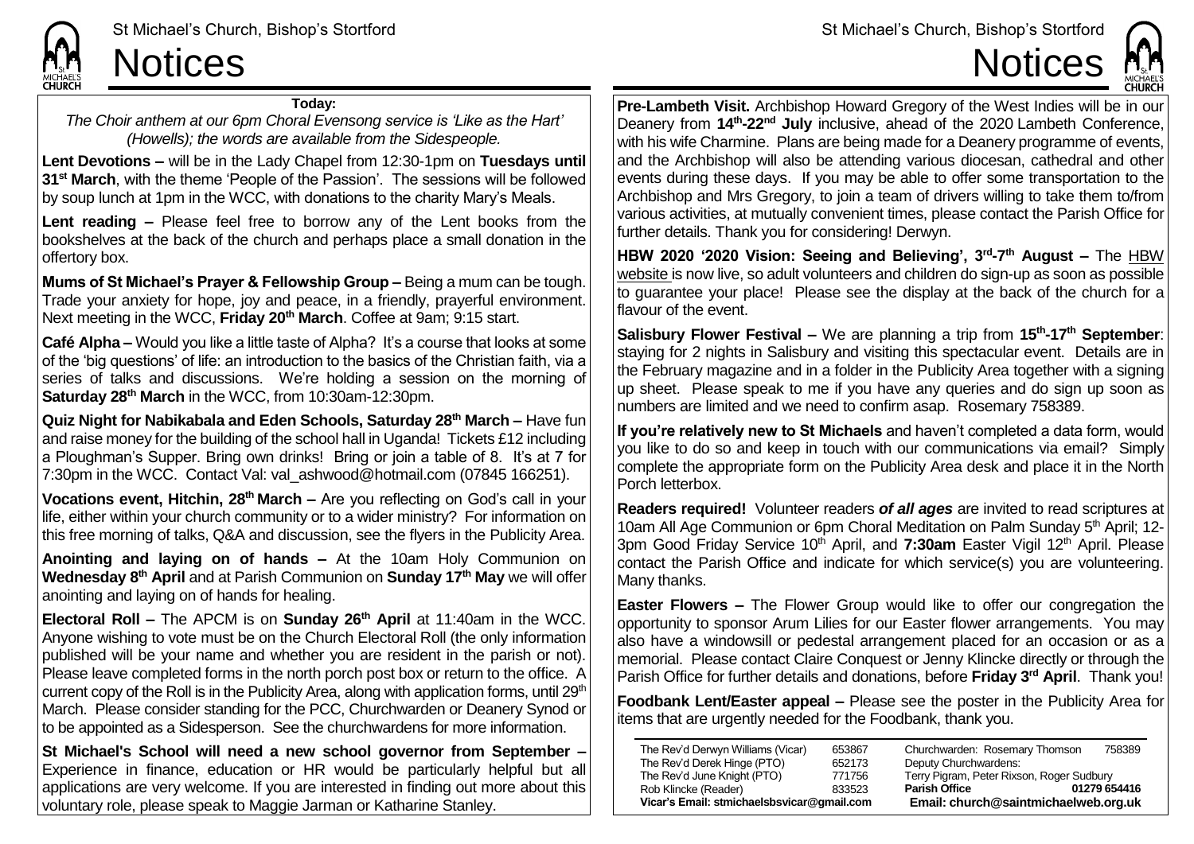# Notices

**Today:**

*The Choir anthem at our 6pm Choral Evensong service is 'Like as the Hart' (Howells); the words are available from the Sidespeople.*

**Lent Devotions –** will be in the Lady Chapel from 12:30-1pm on **Tuesdays until 31st March**, with the theme 'People of the Passion'. The sessions will be followed by soup lunch at 1pm in the WCC, with donations to the charity Mary's Meals.

**Lent reading –** Please feel free to borrow any of the Lent books from the bookshelves at the back of the church and perhaps place a small donation in the offertory box.

**Mums of St Michael's Prayer & Fellowship Group –** Being a mum can be tough. Trade your anxiety for hope, joy and peace, in a friendly, prayerful environment. Next meeting in the WCC, **Friday 20th March**. Coffee at 9am; 9:15 start.

**Café Alpha –** Would you like a little taste of Alpha? It's a course that looks at some of the 'big questions' of life: an introduction to the basics of the Christian faith, via a series of talks and discussions. We're holding a session on the morning of **Saturday 28th March** in the WCC, from 10:30am-12:30pm.

**Quiz Night for Nabikabala and Eden Schools, Saturday 28th March –** Have fun and raise money for the building of the school hall in Uganda! Tickets £12 including a Ploughman's Supper. Bring own drinks! Bring or join a table of 8. It's at 7 for 7:30pm in the WCC. Contact Val: val_ashwood@hotmail.com (07845 166251).

**Vocations event, Hitchin, 28th March –** Are you reflecting on God's call in your life, either within your church community or to a wider ministry? For information on this free morning of talks, Q&A and discussion, see the flyers in the Publicity Area.

**Anointing and laying on of hands –** At the 10am Holy Communion on **Wednesday 8th April** and at Parish Communion on **Sunday 17th May** we will offer anointing and laying on of hands for healing.

**Electoral Roll –** The APCM is on **Sunday 26th April** at 11:40am in the WCC. Anyone wishing to vote must be on the Church Electoral Roll (the only information published will be your name and whether you are resident in the parish or not). Please leave completed forms in the north porch post box or return to the office. A current copy of the Roll is in the Publicity Area, along with application forms, until 29th March. Please consider standing for the PCC, Churchwarden or Deanery Synod or to be appointed as a Sidesperson. See the churchwardens for more information.

**St Michael's School will need a new school governor from September –** Experience in finance, education or HR would be particularly helpful but all applications are very welcome. If you are interested in finding out more about this voluntary role, please speak to Maggie Jarman or Katharine Stanley.

**Pre-Lambeth Visit.** Archbishop Howard Gregory of the West Indies will be in our Deanery from **14th-22nd July** inclusive, ahead of the 2020 Lambeth Conference, with his wife Charmine. Plans are being made for a Deanery programme of events, and the Archbishop will also be attending various diocesan, cathedral and other events during these days. If you may be able to offer some transportation to the Archbishop and Mrs Gregory, to join a team of drivers willing to take them to/from various activities, at mutually convenient times, please contact the Parish Office for further details. Thank you for considering! Derwyn.

**HBW 2020 '2020 Vision: Seeing and Believing', 3rd-7th August –** The HBW website is now live, so adult volunteers and children do sign-up as soon as possible to guarantee your place! Please see the display at the back of the church for a flavour of the event.

**Salisbury Flower Festival –** We are planning a trip from **15th-17th September**: staying for 2 nights in Salisbury and visiting this spectacular event. Details are in the February magazine and in a folder in the Publicity Area together with a signing up sheet. Please speak to me if you have any queries and do sign up soon as numbers are limited and we need to confirm asap. Rosemary 758389.

**If you're relatively new to St Michaels** and haven't completed a data form, would you like to do so and keep in touch with our communications via email? Simply complete the appropriate form on the Publicity Area desk and place it in the North Porch letterbox.

**Readers required!** Volunteer readers ***of all ages*** are invited to read scriptures at 10am All Age Communion or 6pm Choral Meditation on Palm Sunday 5th April; 12-3pm Good Friday Service 10th April, and **7:30am** Easter Vigil 12th April. Please contact the Parish Office and indicate for which service(s) you are volunteering. Many thanks.

**Easter Flowers –** The Flower Group would like to offer our congregation the opportunity to sponsor Arum Lilies for our Easter flower arrangements. You may also have a windowsill or pedestal arrangement placed for an occasion or as a memorial. Please contact Claire Conquest or Jenny Klincke directly or through the Parish Office for further details and donations, before **Friday 3rd April**. Thank you!

**Foodbank Lent/Easter appeal –** Please see the poster in the Publicity Area for items that are urgently needed for the Foodbank, thank you.

| | | | |
|---|---|---|---|
| The Rev'd Derwyn Williams (Vicar) | 653867 | Churchwarden: Rosemary Thomson | 758389 |
| The Rev'd Derek Hinge (PTO) | 652173 | Deputy Churchwardens: | |
| The Rev'd June Knight (PTO) | 771756 | Terry Pigram, Peter Rixson, Roger Sudbury | |
| Rob Klincke (Reader) | 833523 | **Parish Office** | **01279 654416** |
| **Vicar's Email: stmichaelsbsvicar@gmail.com** | | **Email: church@saintmichaelweb.org.uk** | |